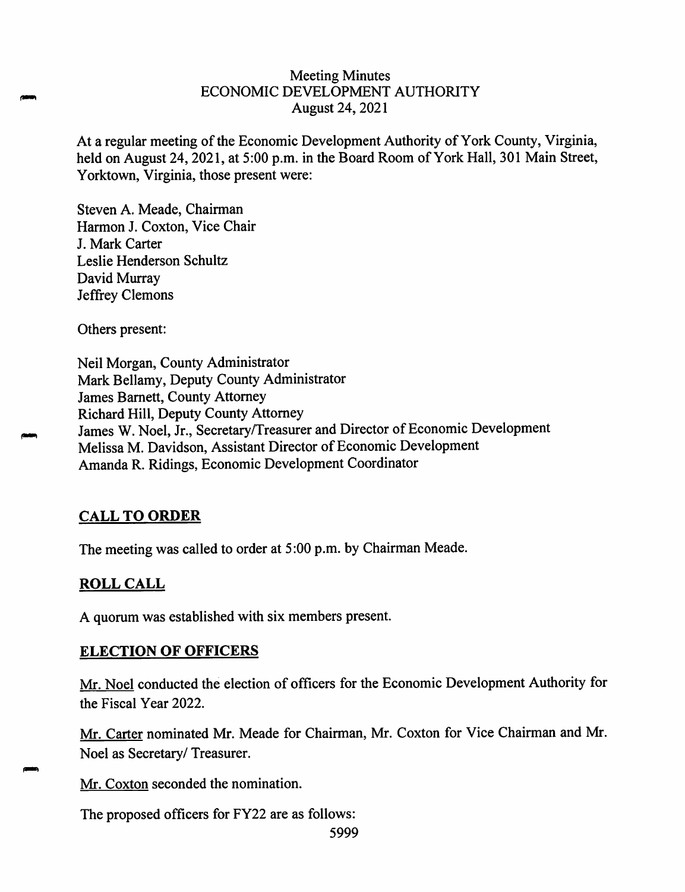# Meeting Minutes
## ECONOMIC DEVELOPMENT AUTHORITY
### August 24, 2021

At a regular meeting of the Economic Development Authority of York County, Virginia, held on August 24, 2021, at 5:00 p.m. in the Board Room of York Hall, 301 Main Street, Yorktown, Virginia, those present were:

Steven A. Meade, Chairman
Harmon J. Coxton, Vice Chair
J. Mark Carter
Leslie Henderson Schultz
David Murray
Jeffrey Clemons

Others present:

Neil Morgan, County Administrator
Mark Bellamy, Deputy County Administrator
James Barnett, County Attorney
Richard Hill, Deputy County Attorney
James W. Noel, Jr., Secretary/Treasurer and Director of Economic Development
Melissa M. Davidson, Assistant Director of Economic Development
Amanda R. Ridings, Economic Development Coordinator

## CALL TO ORDER

The meeting was called to order at 5:00 p.m. by Chairman Meade.

## ROLL CALL

A quorum was established with six members present.

## ELECTION OF OFFICERS

Mr. Noel conducted the election of officers for the Economic Development Authority for the Fiscal Year 2022.

Mr. Carter nominated Mr. Meade for Chairman, Mr. Coxton for Vice Chairman and Mr. Noel as Secretary/ Treasurer.

Mr. Coxton seconded the nomination.

The proposed officers for FY22 are as follows: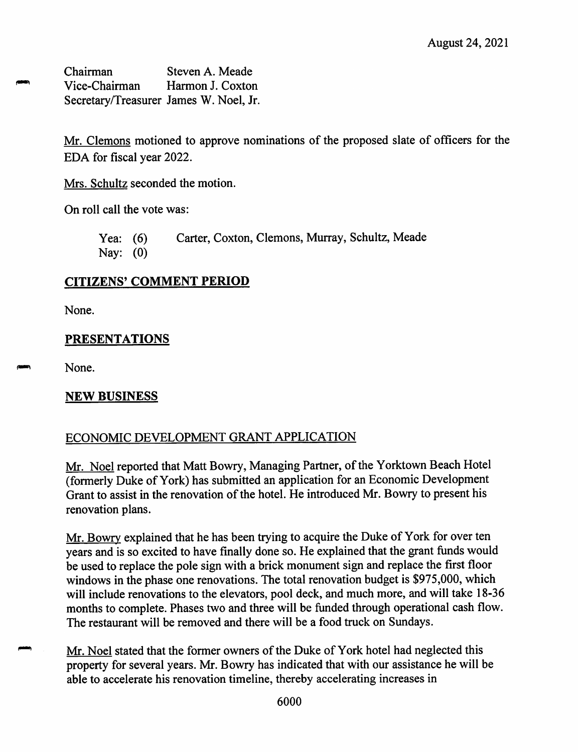August 24, 2021

Chairman Steven A. Meade
Vice-Chairman Harmon J. Coxton
Secretary/Treasurer James W. Noel, Jr.

Mr. Clemons motioned to approve nominations of the proposed slate of officers for the EDA for fiscal year 2022.

Mrs. Schultz seconded the motion.

On roll call the vote was:

Yea: (6) Carter, Coxton, Clemons, Murray, Schultz, Meade
Nay: (0)

## CITIZENS' COMMENT PERIOD

None.

## PRESENTATIONS

None.

## NEW BUSINESS

### ECONOMIC DEVELOPMENT GRANT APPLICATION

Mr. Noel reported that Matt Bowry, Managing Partner, of the Yorktown Beach Hotel (formerly Duke of York) has submitted an application for an Economic Development Grant to assist in the renovation of the hotel. He introduced Mr. Bowry to present his renovation plans.

Mr. Bowry explained that he has been trying to acquire the Duke of York for over ten years and is so excited to have finally done so. He explained that the grant funds would be used to replace the pole sign with a brick monument sign and replace the first floor windows in the phase one renovations. The total renovation budget is $975,000, which will include renovations to the elevators, pool deck, and much more, and will take 18-36 months to complete. Phases two and three will be funded through operational cash flow. The restaurant will be removed and there will be a food truck on Sundays.

Mr. Noel stated that the former owners of the Duke of York hotel had neglected this property for several years. Mr. Bowry has indicated that with our assistance he will be able to accelerate his renovation timeline, thereby accelerating increases in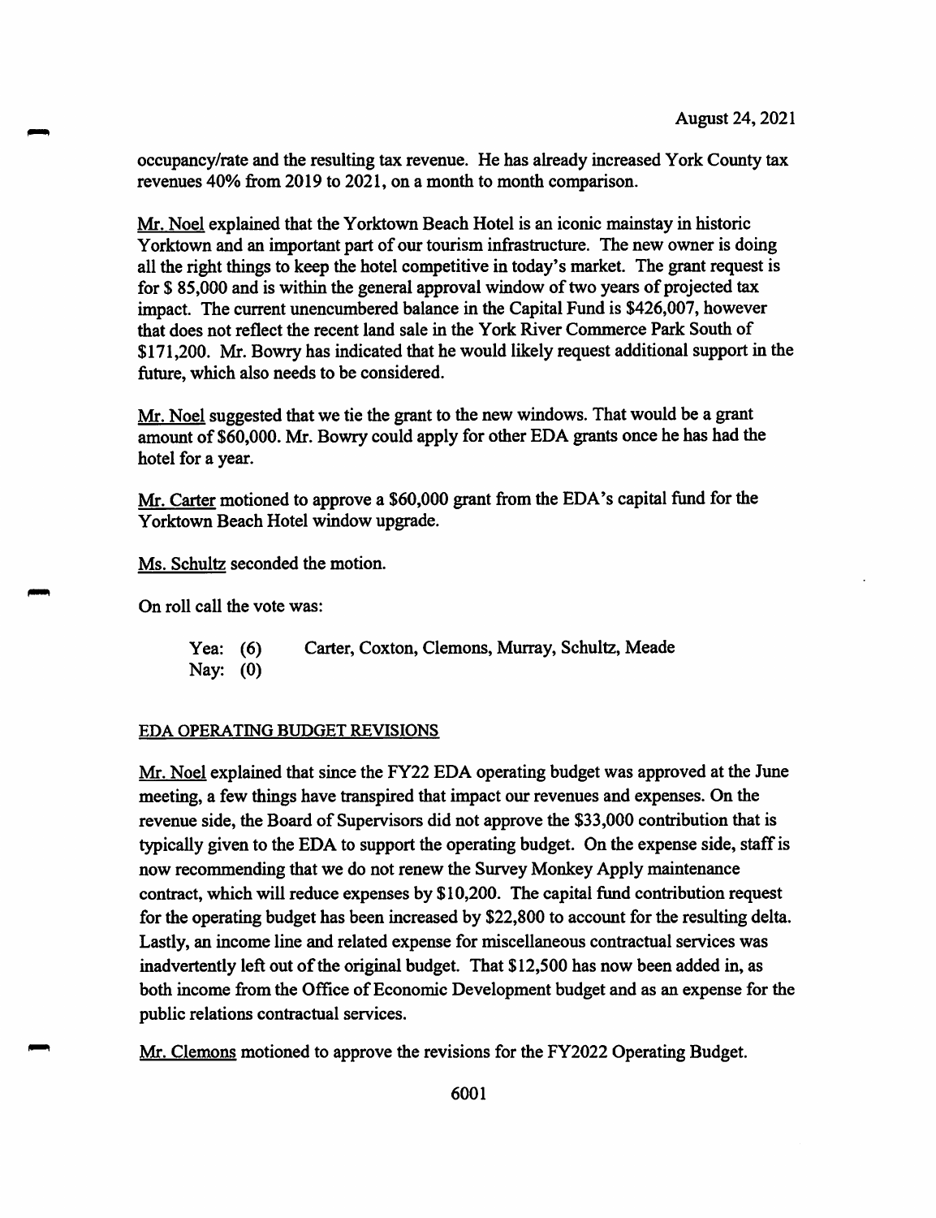occupancy/rate and the resulting tax revenue. He has already increased York County tax revenues 40% from 2019 to 2021, on a month to month comparison.

Mr. Noel explained that the Yorktown Beach Hotel is an iconic mainstay in historic Yorktown and an important part of our tourism infrastructure. The new owner is doing all the right things to keep the hotel competitive in today's market. The grant request is for $ 85,000 and is within the general approval window of two years of projected tax impact. The current unencumbered balance in the Capital Fund is $426,007, however that does not reflect the recent land sale in the York River Commerce Park South of $171,200. Mr. Bowry has indicated that he would likely request additional support in the future, which also needs to be considered.

Mr. Noel suggested that we tie the grant to the new windows. That would be a grant amount of $60,000. Mr. Bowry could apply for other EDA grants once he has had the hotel for a year.

Mr. Carter motioned to approve a $60,000 grant from the EDA's capital fund for the Yorktown Beach Hotel window upgrade.

Ms. Schultz seconded the motion.

On roll call the vote was:

Yea: (6) Carter, Coxton, Clemons, Murray, Schultz, Meade
Nay: (0)

## EDA OPERATING BUDGET REVISIONS

Mr. Noel explained that since the FY22 EDA operating budget was approved at the June meeting, a few things have transpired that impact our revenues and expenses. On the revenue side, the Board of Supervisors did not approve the $33,000 contribution that is typically given to the EDA to support the operating budget. On the expense side, staff is now recommending that we do not renew the Survey Monkey Apply maintenance contract, which will reduce expenses by $10,200. The capital fund contribution request for the operating budget has been increased by $22,800 to account for the resulting delta. Lastly, an income line and related expense for miscellaneous contractual services was inadvertently left out of the original budget. That $12,500 has now been added in, as both income from the Office of Economic Development budget and as an expense for the public relations contractual services.

Mr. Clemons motioned to approve the revisions for the FY2022 Operating Budget.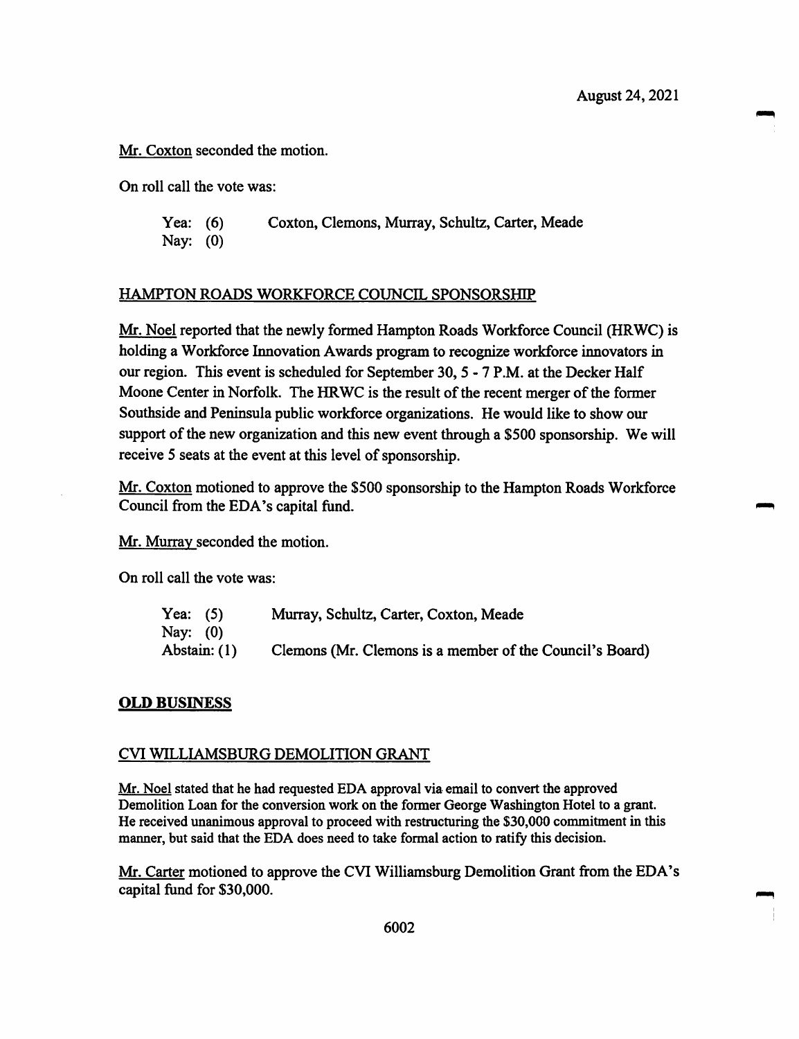Mr. Coxton seconded the motion.

On roll call the vote was:

| | |
|---|---|
| Yea: (6) | Coxton, Clemons, Murray, Schultz, Carter, Meade |
| Nay: (0) | |

## HAMPTON ROADS WORKFORCE COUNCIL SPONSORSHIP

Mr. Noel reported that the newly formed Hampton Roads Workforce Council (HRWC) is holding a Workforce Innovation Awards program to recognize workforce innovators in our region. This event is scheduled for September 30, 5 - 7 P.M. at the Decker Half Moone Center in Norfolk. The HRWC is the result of the recent merger of the former Southside and Peninsula public workforce organizations. He would like to show our support of the new organization and this new event through a $500 sponsorship. We will receive 5 seats at the event at this level of sponsorship.

Mr. Coxton motioned to approve the $500 sponsorship to the Hampton Roads Workforce Council from the EDA's capital fund.

Mr. Murray seconded the motion.

On roll call the vote was:

| | |
|---|---|
| Yea: (5) | Murray, Schultz, Carter, Coxton, Meade |
| Nay: (0) | |
| Abstain: (1) | Clemons (Mr. Clemons is a member of the Council's Board) |

## OLD BUSINESS

## CVI WILLIAMSBURG DEMOLITION GRANT

Mr. Noel stated that he had requested EDA approval via email to convert the approved Demolition Loan for the conversion work on the former George Washington Hotel to a grant. He received unanimous approval to proceed with restructuring the $30,000 commitment in this manner, but said that the EDA does need to take formal action to ratify this decision.

Mr. Carter motioned to approve the CVI Williamsburg Demolition Grant from the EDA's capital fund for $30,000.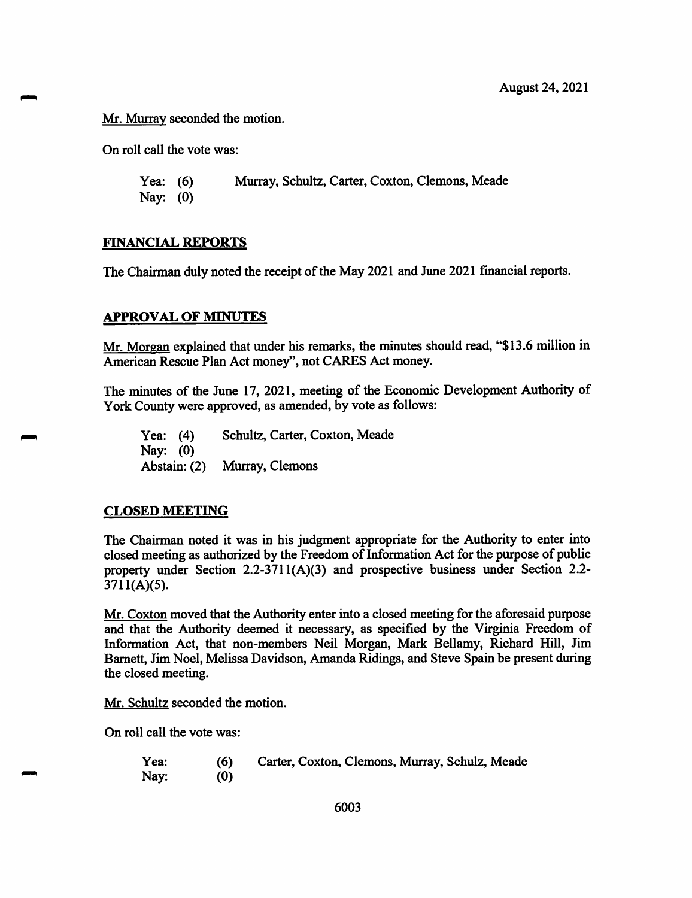Mr. Murray seconded the motion.

On roll call the vote was:

Yea: (6) Murray, Schultz, Carter, Coxton, Clemons, Meade
Nay: (0)

## FINANCIAL REPORTS

The Chairman duly noted the receipt of the May 2021 and June 2021 financial reports.

## APPROVAL OF MINUTES

Mr. Morgan explained that under his remarks, the minutes should read, "$13.6 million in American Rescue Plan Act money", not CARES Act money.

The minutes of the June 17, 2021, meeting of the Economic Development Authority of York County were approved, as amended, by vote as follows:

Yea: (4) Schultz, Carter, Coxton, Meade
Nay: (0)
Abstain: (2) Murray, Clemons

## CLOSED MEETING

The Chairman noted it was in his judgment appropriate for the Authority to enter into closed meeting as authorized by the Freedom of Information Act for the purpose of public property under Section 2.2-3711(A)(3) and prospective business under Section 2.2-3711(A)(5).

Mr. Coxton moved that the Authority enter into a closed meeting for the aforesaid purpose and that the Authority deemed it necessary, as specified by the Virginia Freedom of Information Act, that non-members Neil Morgan, Mark Bellamy, Richard Hill, Jim Barnett, Jim Noel, Melissa Davidson, Amanda Ridings, and Steve Spain be present during the closed meeting.

Mr. Schultz seconded the motion.

On roll call the vote was:

Yea: (6) Carter, Coxton, Clemons, Murray, Schulz, Meade
Nay: (0)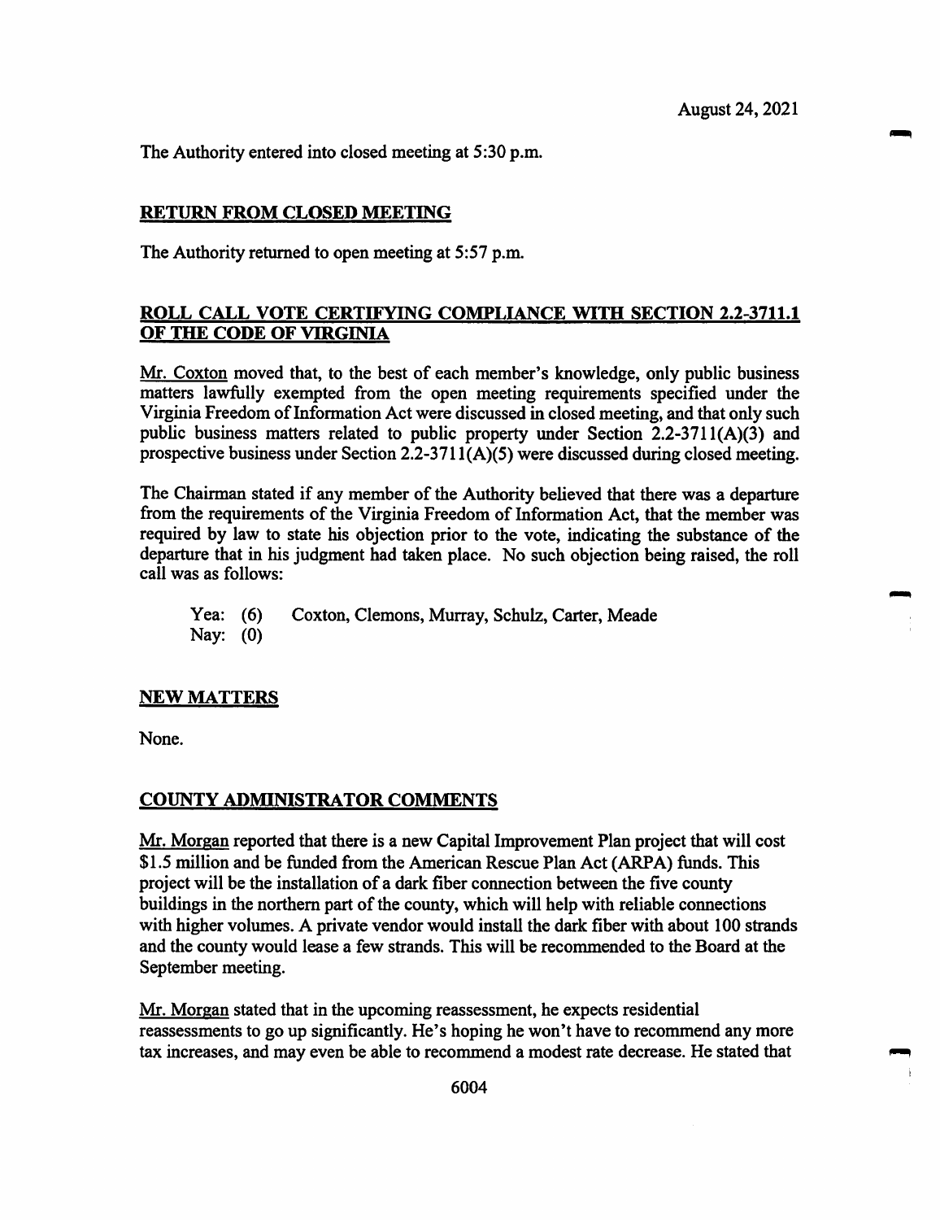August 24, 2021

The Authority entered into closed meeting at 5:30 p.m.

## RETURN FROM CLOSED MEETING

The Authority returned to open meeting at 5:57 p.m.

## ROLL CALL VOTE CERTIFYING COMPLIANCE WITH SECTION 2.2-3711.1 OF THE CODE OF VIRGINIA

Mr. Coxton moved that, to the best of each member's knowledge, only public business matters lawfully exempted from the open meeting requirements specified under the Virginia Freedom of Information Act were discussed in closed meeting, and that only such public business matters related to public property under Section 2.2-3711(A)(3) and prospective business under Section 2.2-3711(A)(5) were discussed during closed meeting.

The Chairman stated if any member of the Authority believed that there was a departure from the requirements of the Virginia Freedom of Information Act, that the member was required by law to state his objection prior to the vote, indicating the substance of the departure that in his judgment had taken place. No such objection being raised, the roll call was as follows:

Yea: (6) Coxton, Clemons, Murray, Schulz, Carter, Meade
Nay: (0)

## NEW MATTERS

None.

## COUNTY ADMINISTRATOR COMMENTS

Mr. Morgan reported that there is a new Capital Improvement Plan project that will cost $1.5 million and be funded from the American Rescue Plan Act (ARPA) funds. This project will be the installation of a dark fiber connection between the five county buildings in the northern part of the county, which will help with reliable connections with higher volumes. A private vendor would install the dark fiber with about 100 strands and the county would lease a few strands. This will be recommended to the Board at the September meeting.

Mr. Morgan stated that in the upcoming reassessment, he expects residential reassessments to go up significantly. He's hoping he won't have to recommend any more tax increases, and may even be able to recommend a modest rate decrease. He stated that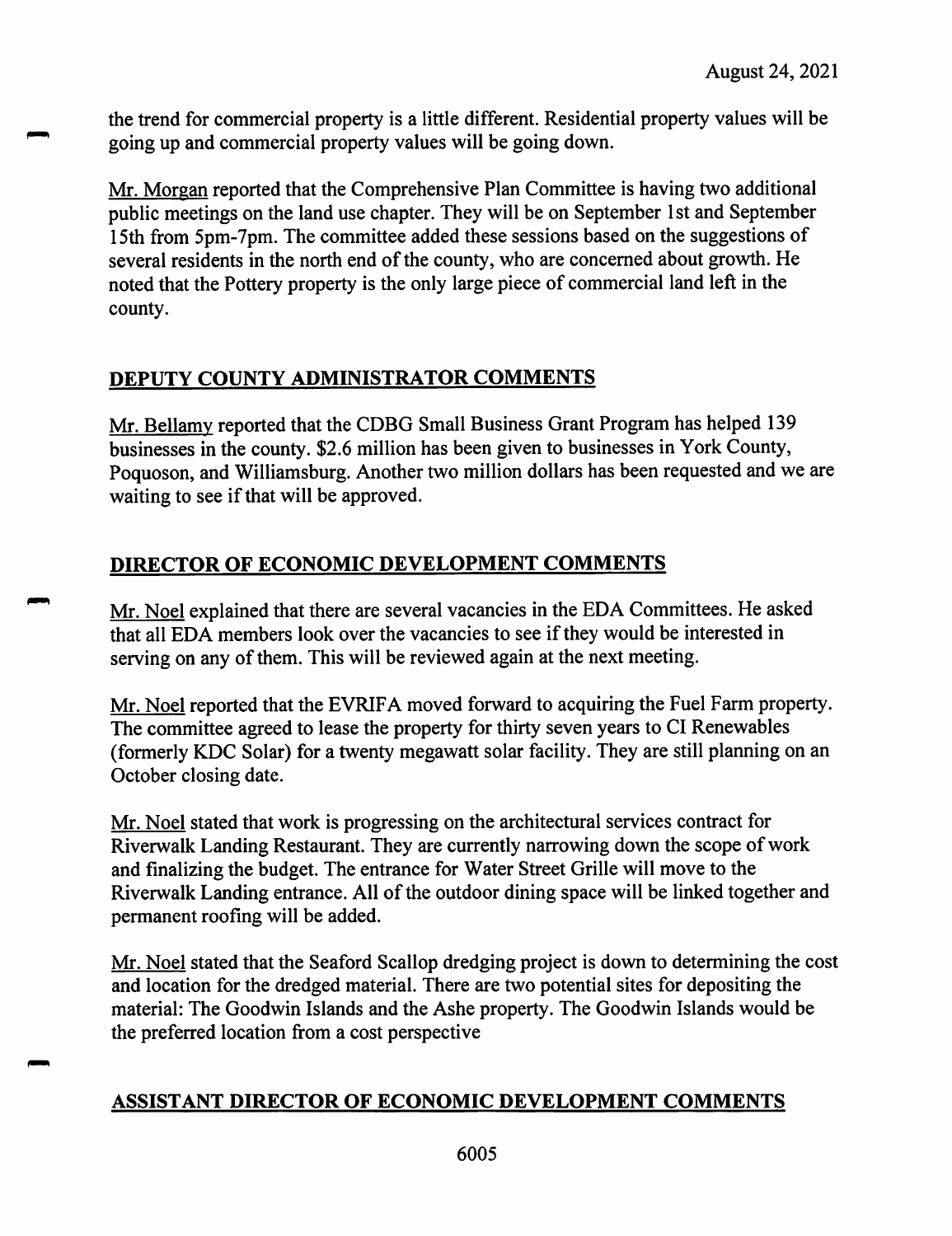the trend for commercial property is a little different. Residential property values will be going up and commercial property values will be going down.

Mr. Morgan reported that the Comprehensive Plan Committee is having two additional public meetings on the land use chapter. They will be on September 1st and September 15th from 5pm-7pm. The committee added these sessions based on the suggestions of several residents in the north end of the county, who are concerned about growth. He noted that the Pottery property is the only large piece of commercial land left in the county.

## DEPUTY COUNTY ADMINISTRATOR COMMENTS

Mr. Bellamy reported that the CDBG Small Business Grant Program has helped 139 businesses in the county. $2.6 million has been given to businesses in York County, Poquoson, and Williamsburg. Another two million dollars has been requested and we are waiting to see if that will be approved.

## DIRECTOR OF ECONOMIC DEVELOPMENT COMMENTS

Mr. Noel explained that there are several vacancies in the EDA Committees. He asked that all EDA members look over the vacancies to see if they would be interested in serving on any of them. This will be reviewed again at the next meeting.

Mr. Noel reported that the EVRIFA moved forward to acquiring the Fuel Farm property. The committee agreed to lease the property for thirty seven years to CI Renewables (formerly KDC Solar) for a twenty megawatt solar facility. They are still planning on an October closing date.

Mr. Noel stated that work is progressing on the architectural services contract for Riverwalk Landing Restaurant. They are currently narrowing down the scope of work and finalizing the budget. The entrance for Water Street Grille will move to the Riverwalk Landing entrance. All of the outdoor dining space will be linked together and permanent roofing will be added.

Mr. Noel stated that the Seaford Scallop dredging project is down to determining the cost and location for the dredged material. There are two potential sites for depositing the material: The Goodwin Islands and the Ashe property. The Goodwin Islands would be the preferred location from a cost perspective

## ASSISTANT DIRECTOR OF ECONOMIC DEVELOPMENT COMMENTS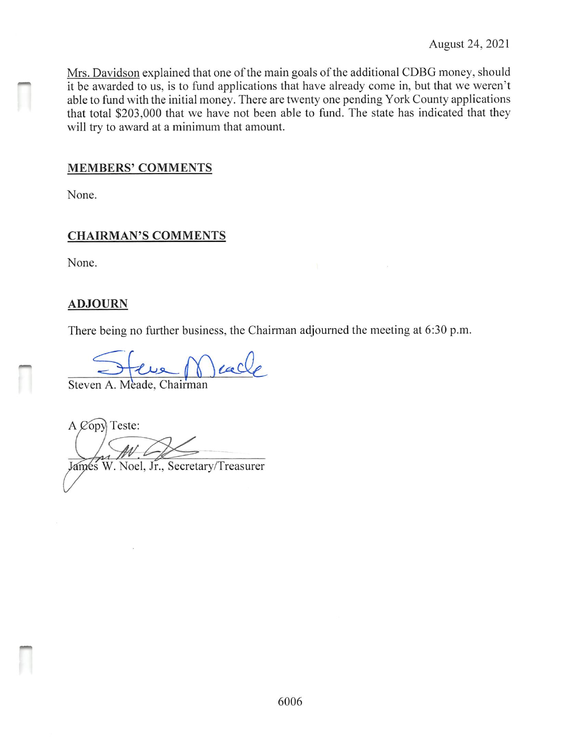August 24, 2021

Mrs. Davidson explained that one of the main goals of the additional CDBG money, should it be awarded to us, is to fund applications that have already come in, but that we weren't able to fund with the initial money. There are twenty one pending York County applications that total $203,000 that we have not been able to fund. The state has indicated that they will try to award at a minimum that amount.

## MEMBERS' COMMENTS

None.

## CHAIRMAN'S COMMENTS

None.

## ADJOURN

There being no further business, the Chairman adjourned the meeting at 6:30 p.m.

Steven A. Meade, Chairman

A Copy Teste:

James W. Noel, Jr., Secretary/Treasurer